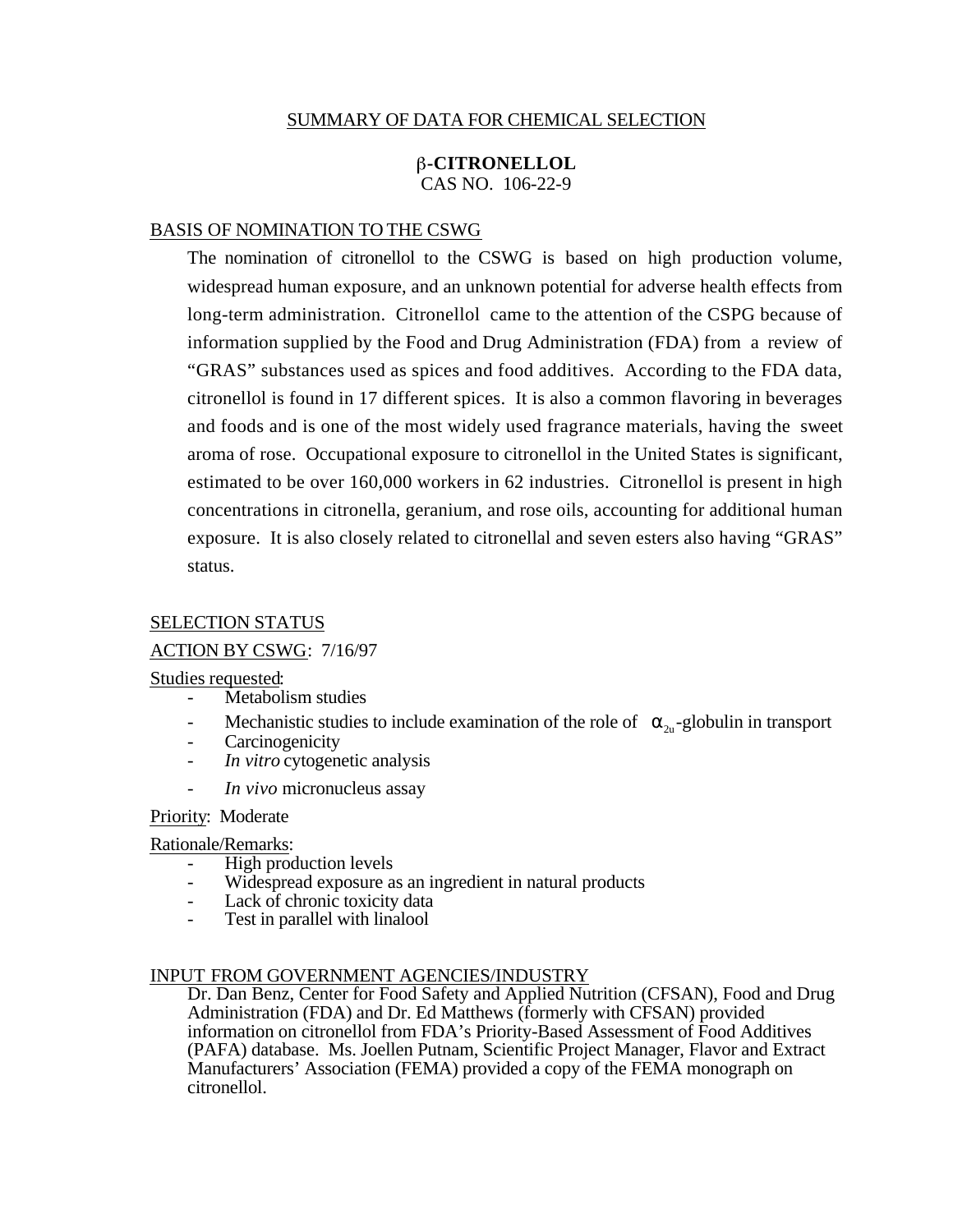# SUMMARY OF DATA FOR CHEMICAL SELECTION

## β-CITRONELLOL

CAS NO. 106-22-9

## BASIS OF NOMINATION TO THE CSWG

The nomination of citronellol to the CSWG is based on high production volume, widespread human exposure, and an unknown potential for adverse health effects from long-term administration. Citronellol came to the attention of the CSPG because of information supplied by the Food and Drug Administration (FDA) from a review of "GRAS" substances used as spices and food additives. According to the FDA data, citronellol is found in 17 different spices. It is also a common flavoring in beverages and foods and is one of the most widely used fragrance materials, having the sweet aroma of rose. Occupational exposure to citronellol in the United States is significant, estimated to be over 160,000 workers in 62 industries. Citronellol is present in high concentrations in citronella, geranium, and rose oils, accounting for additional human exposure. It is also closely related to citronellal and seven esters also having "GRAS" status.

## SELECTION STATUS

ACTION BY CSWG: 7/16/97

Studies requested:

- Metabolism studies
- Mechanistic studies to include examination of the role of $\alpha_{2u}$-globulin in transport
- Carcinogenicity
- *In vitro* cytogenetic analysis
- *In vivo* micronucleus assay

Priority: Moderate

Rationale/Remarks:

- High production levels
- Widespread exposure as an ingredient in natural products
- Lack of chronic toxicity data
- Test in parallel with linalool

## INPUT FROM GOVERNMENT AGENCIES/INDUSTRY

Dr. Dan Benz, Center for Food Safety and Applied Nutrition (CFSAN), Food and Drug Administration (FDA) and Dr. Ed Matthews (formerly with CFSAN) provided information on citronellol from FDA's Priority-Based Assessment of Food Additives (PAFA) database. Ms. Joellen Putnam, Scientific Project Manager, Flavor and Extract Manufacturers' Association (FEMA) provided a copy of the FEMA monograph on citronellol.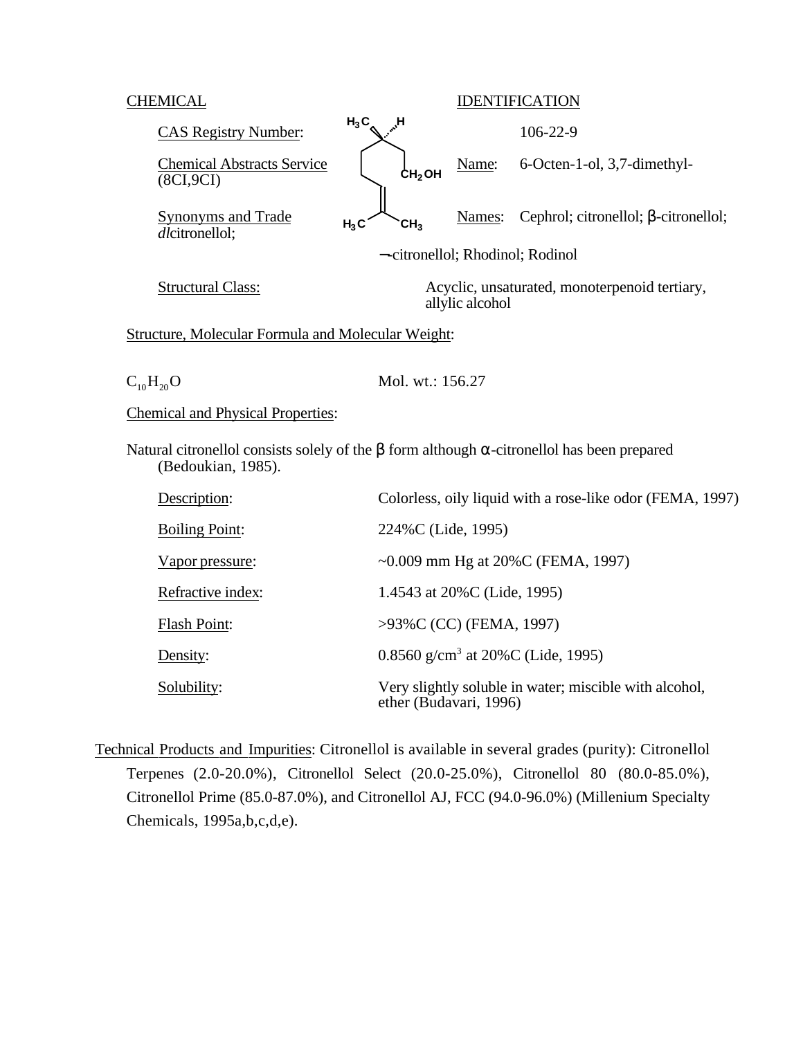CHEMICAL IDENTIFICATION

CAS Registry Number: 106-22-9

Chemical Abstracts Service (8CI,9CI) Name: 6-Octen-1-ol, 3,7-dimethyl-

Synonyms and Trade Names: Cephrol; citronellol; β-citronellol; *dl*citronellol; −-citronellol; Rhodinol; Rodinol

Structural Class: Acyclic, unsaturated, monoterpenoid tertiary, allylic alcohol

Structure, Molecular Formula and Molecular Weight:

$C_{10}H_{20}O$ Mol. wt.: 156.27

Chemical and Physical Properties:

Natural citronellol consists solely of the β form although α-citronellol has been prepared (Bedoukian, 1985).

| | |
|---|---|
| Description: | Colorless, oily liquid with a rose-like odor (FEMA, 1997) |
| Boiling Point: | 224%C (Lide, 1995) |
| Vapor pressure: | ~0.009 mm Hg at 20%C (FEMA, 1997) |
| Refractive index: | 1.4543 at 20%C (Lide, 1995) |
| Flash Point: | >93%C (CC) (FEMA, 1997) |
| Density: | 0.8560 g/cm$^3$ at 20%C (Lide, 1995) |
| Solubility: | Very slightly soluble in water; miscible with alcohol, ether (Budavari, 1996) |

Technical Products and Impurities: Citronellol is available in several grades (purity): Citronellol Terpenes (2.0-20.0%), Citronellol Select (20.0-25.0%), Citronellol 80 (80.0-85.0%), Citronellol Prime (85.0-87.0%), and Citronellol AJ, FCC (94.0-96.0%) (Millenium Specialty Chemicals, 1995a,b,c,d,e).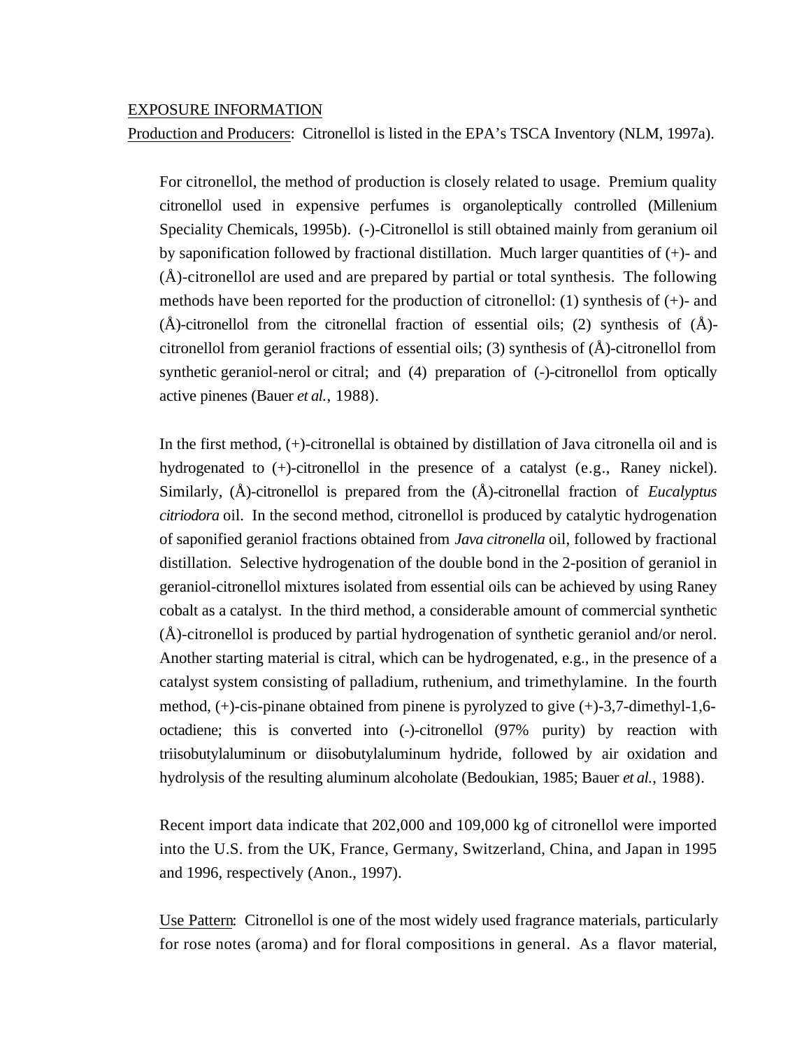EXPOSURE INFORMATION

Production and Producers: Citronellol is listed in the EPA's TSCA Inventory (NLM, 1997a).

For citronellol, the method of production is closely related to usage. Premium quality citronellol used in expensive perfumes is organoleptically controlled (Millenium Speciality Chemicals, 1995b). (-)-Citronellol is still obtained mainly from geranium oil by saponification followed by fractional distillation. Much larger quantities of (+)- and (Å)-citronellol are used and are prepared by partial or total synthesis. The following methods have been reported for the production of citronellol: (1) synthesis of (+)- and (Å)-citronellol from the citronellal fraction of essential oils; (2) synthesis of (Å)-citronellol from geraniol fractions of essential oils; (3) synthesis of (Å)-citronellol from synthetic geraniol-nerol or citral; and (4) preparation of (-)-citronellol from optically active pinenes (Bauer *et al.*, 1988).

In the first method, (+)-citronellal is obtained by distillation of Java citronella oil and is hydrogenated to (+)-citronellol in the presence of a catalyst (e.g., Raney nickel). Similarly, (Å)-citronellol is prepared from the (Å)-citronellal fraction of *Eucalyptus citriodora* oil. In the second method, citronellol is produced by catalytic hydrogenation of saponified geraniol fractions obtained from *Java citronella* oil, followed by fractional distillation. Selective hydrogenation of the double bond in the 2-position of geraniol in geraniol-citronellol mixtures isolated from essential oils can be achieved by using Raney cobalt as a catalyst. In the third method, a considerable amount of commercial synthetic (Å)-citronellol is produced by partial hydrogenation of synthetic geraniol and/or nerol. Another starting material is citral, which can be hydrogenated, e.g., in the presence of a catalyst system consisting of palladium, ruthenium, and trimethylamine. In the fourth method, (+)-cis-pinane obtained from pinene is pyrolyzed to give (+)-3,7-dimethyl-1,6-octadiene; this is converted into (-)-citronellol (97% purity) by reaction with triisobutylaluminum or diisobutylaluminum hydride, followed by air oxidation and hydrolysis of the resulting aluminum alcoholate (Bedoukian, 1985; Bauer *et al.*, 1988).

Recent import data indicate that 202,000 and 109,000 kg of citronellol were imported into the U.S. from the UK, France, Germany, Switzerland, China, and Japan in 1995 and 1996, respectively (Anon., 1997).

Use Pattern: Citronellol is one of the most widely used fragrance materials, particularly for rose notes (aroma) and for floral compositions in general. As a flavor material,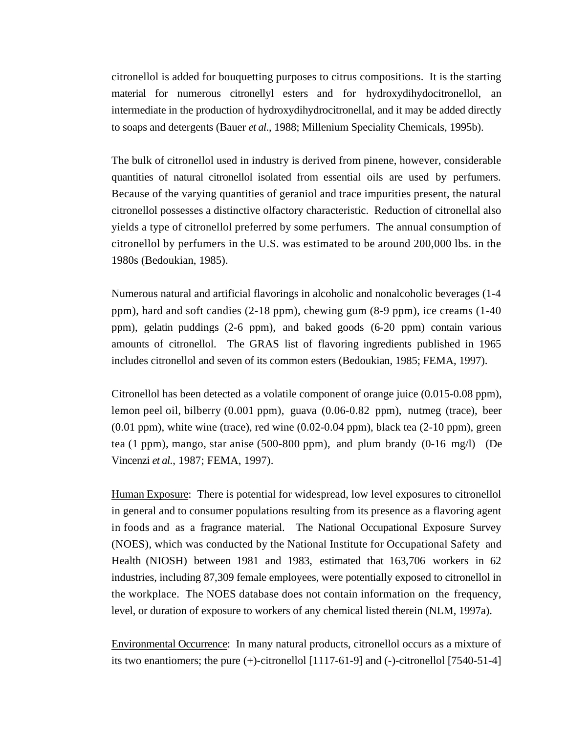citronellol is added for bouquetting purposes to citrus compositions. It is the starting material for numerous citronellyl esters and for hydroxydihydocitronellol, an intermediate in the production of hydroxydihydrocitronellal, and it may be added directly to soaps and detergents (Bauer *et al.*, 1988; Millenium Speciality Chemicals, 1995b).

The bulk of citronellol used in industry is derived from pinene, however, considerable quantities of natural citronellol isolated from essential oils are used by perfumers. Because of the varying quantities of geraniol and trace impurities present, the natural citronellol possesses a distinctive olfactory characteristic. Reduction of citronellal also yields a type of citronellol preferred by some perfumers. The annual consumption of citronellol by perfumers in the U.S. was estimated to be around 200,000 lbs. in the 1980s (Bedoukian, 1985).

Numerous natural and artificial flavorings in alcoholic and nonalcoholic beverages (1-4 ppm), hard and soft candies (2-18 ppm), chewing gum (8-9 ppm), ice creams (1-40 ppm), gelatin puddings (2-6 ppm), and baked goods (6-20 ppm) contain various amounts of citronellol. The GRAS list of flavoring ingredients published in 1965 includes citronellol and seven of its common esters (Bedoukian, 1985; FEMA, 1997).

Citronellol has been detected as a volatile component of orange juice (0.015-0.08 ppm), lemon peel oil, bilberry (0.001 ppm), guava (0.06-0.82 ppm), nutmeg (trace), beer (0.01 ppm), white wine (trace), red wine (0.02-0.04 ppm), black tea (2-10 ppm), green tea (1 ppm), mango, star anise (500-800 ppm), and plum brandy (0-16 mg/l) (De Vincenzi *et al.*, 1987; FEMA, 1997).

Human Exposure: There is potential for widespread, low level exposures to citronellol in general and to consumer populations resulting from its presence as a flavoring agent in foods and as a fragrance material. The National Occupational Exposure Survey (NOES), which was conducted by the National Institute for Occupational Safety and Health (NIOSH) between 1981 and 1983, estimated that 163,706 workers in 62 industries, including 87,309 female employees, were potentially exposed to citronellol in the workplace. The NOES database does not contain information on the frequency, level, or duration of exposure to workers of any chemical listed therein (NLM, 1997a).

Environmental Occurrence: In many natural products, citronellol occurs as a mixture of its two enantiomers; the pure (+)-citronellol [1117-61-9] and (-)-citronellol [7540-51-4]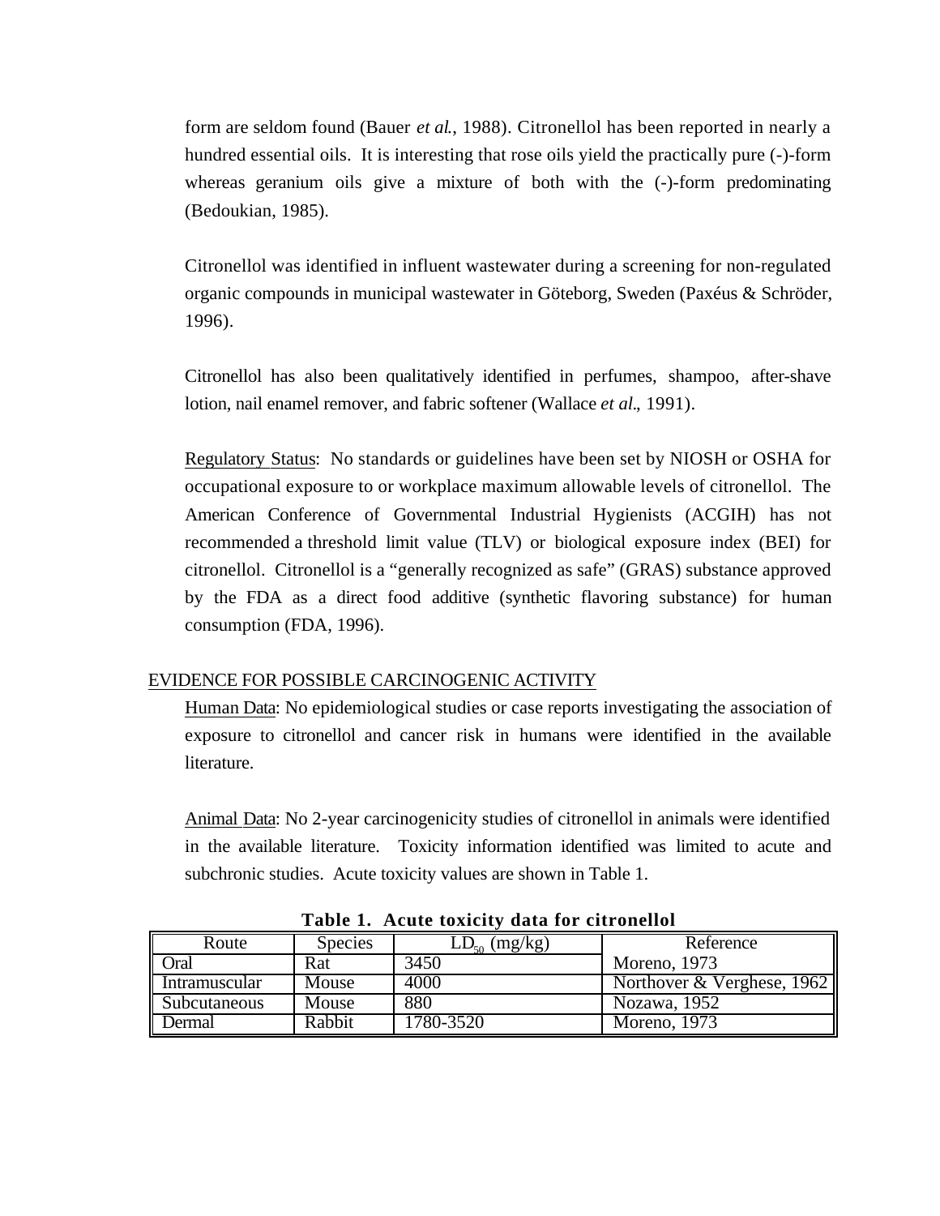form are seldom found (Bauer *et al.*, 1988). Citronellol has been reported in nearly a hundred essential oils. It is interesting that rose oils yield the practically pure (-)-form whereas geranium oils give a mixture of both with the (-)-form predominating (Bedoukian, 1985).

Citronellol was identified in influent wastewater during a screening for non-regulated organic compounds in municipal wastewater in Göteborg, Sweden (Paxéus & Schröder, 1996).

Citronellol has also been qualitatively identified in perfumes, shampoo, after-shave lotion, nail enamel remover, and fabric softener (Wallace *et al.*, 1991).

Regulatory Status: No standards or guidelines have been set by NIOSH or OSHA for occupational exposure to or workplace maximum allowable levels of citronellol. The American Conference of Governmental Industrial Hygienists (ACGIH) has not recommended a threshold limit value (TLV) or biological exposure index (BEI) for citronellol. Citronellol is a "generally recognized as safe" (GRAS) substance approved by the FDA as a direct food additive (synthetic flavoring substance) for human consumption (FDA, 1996).

## EVIDENCE FOR POSSIBLE CARCINOGENIC ACTIVITY

Human Data: No epidemiological studies or case reports investigating the association of exposure to citronellol and cancer risk in humans were identified in the available literature.

Animal Data: No 2-year carcinogenicity studies of citronellol in animals were identified in the available literature. Toxicity information identified was limited to acute and subchronic studies. Acute toxicity values are shown in Table 1.

**Table 1. Acute toxicity data for citronellol**

| Route | Species | $LD_{50}$ (mg/kg) | Reference |
|---|---|---|---|
| Oral | Rat | 3450 | Moreno, 1973 |
| Intramuscular | Mouse | 4000 | Northover & Verghese, 1962 |
| Subcutaneous | Mouse | 880 | Nozawa, 1952 |
| Dermal | Rabbit | 1780-3520 | Moreno, 1973 |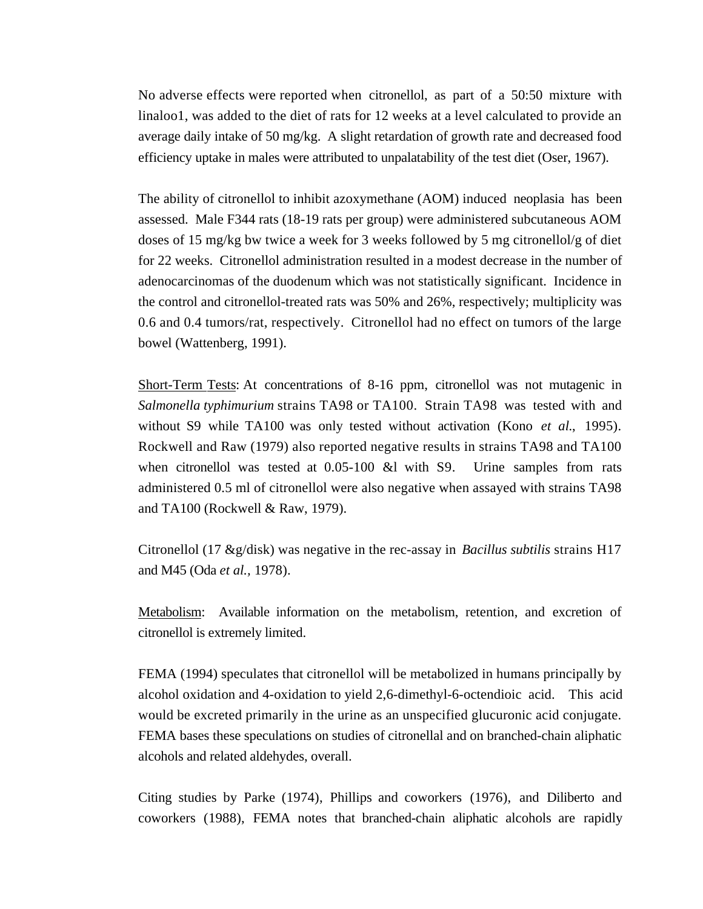No adverse effects were reported when citronellol, as part of a 50:50 mixture with linaloo1, was added to the diet of rats for 12 weeks at a level calculated to provide an average daily intake of 50 mg/kg. A slight retardation of growth rate and decreased food efficiency uptake in males were attributed to unpalatability of the test diet (Oser, 1967).

The ability of citronellol to inhibit azoxymethane (AOM) induced neoplasia has been assessed. Male F344 rats (18-19 rats per group) were administered subcutaneous AOM doses of 15 mg/kg bw twice a week for 3 weeks followed by 5 mg citronellol/g of diet for 22 weeks. Citronellol administration resulted in a modest decrease in the number of adenocarcinomas of the duodenum which was not statistically significant. Incidence in the control and citronellol-treated rats was 50% and 26%, respectively; multiplicity was 0.6 and 0.4 tumors/rat, respectively. Citronellol had no effect on tumors of the large bowel (Wattenberg, 1991).

Short-Term Tests: At concentrations of 8-16 ppm, citronellol was not mutagenic in *Salmonella typhimurium* strains TA98 or TA100. Strain TA98 was tested with and without S9 while TA100 was only tested without activation (Kono *et al.*, 1995). Rockwell and Raw (1979) also reported negative results in strains TA98 and TA100 when citronellol was tested at 0.05-100 &l with S9. Urine samples from rats administered 0.5 ml of citronellol were also negative when assayed with strains TA98 and TA100 (Rockwell & Raw, 1979).

Citronellol (17 &g/disk) was negative in the rec-assay in *Bacillus subtilis* strains H17 and M45 (Oda *et al.,* 1978).

Metabolism: Available information on the metabolism, retention, and excretion of citronellol is extremely limited.

FEMA (1994) speculates that citronellol will be metabolized in humans principally by alcohol oxidation and 4-oxidation to yield 2,6-dimethyl-6-octendioic acid. This acid would be excreted primarily in the urine as an unspecified glucuronic acid conjugate. FEMA bases these speculations on studies of citronellal and on branched-chain aliphatic alcohols and related aldehydes, overall.

Citing studies by Parke (1974), Phillips and coworkers (1976), and Diliberto and coworkers (1988), FEMA notes that branched-chain aliphatic alcohols are rapidly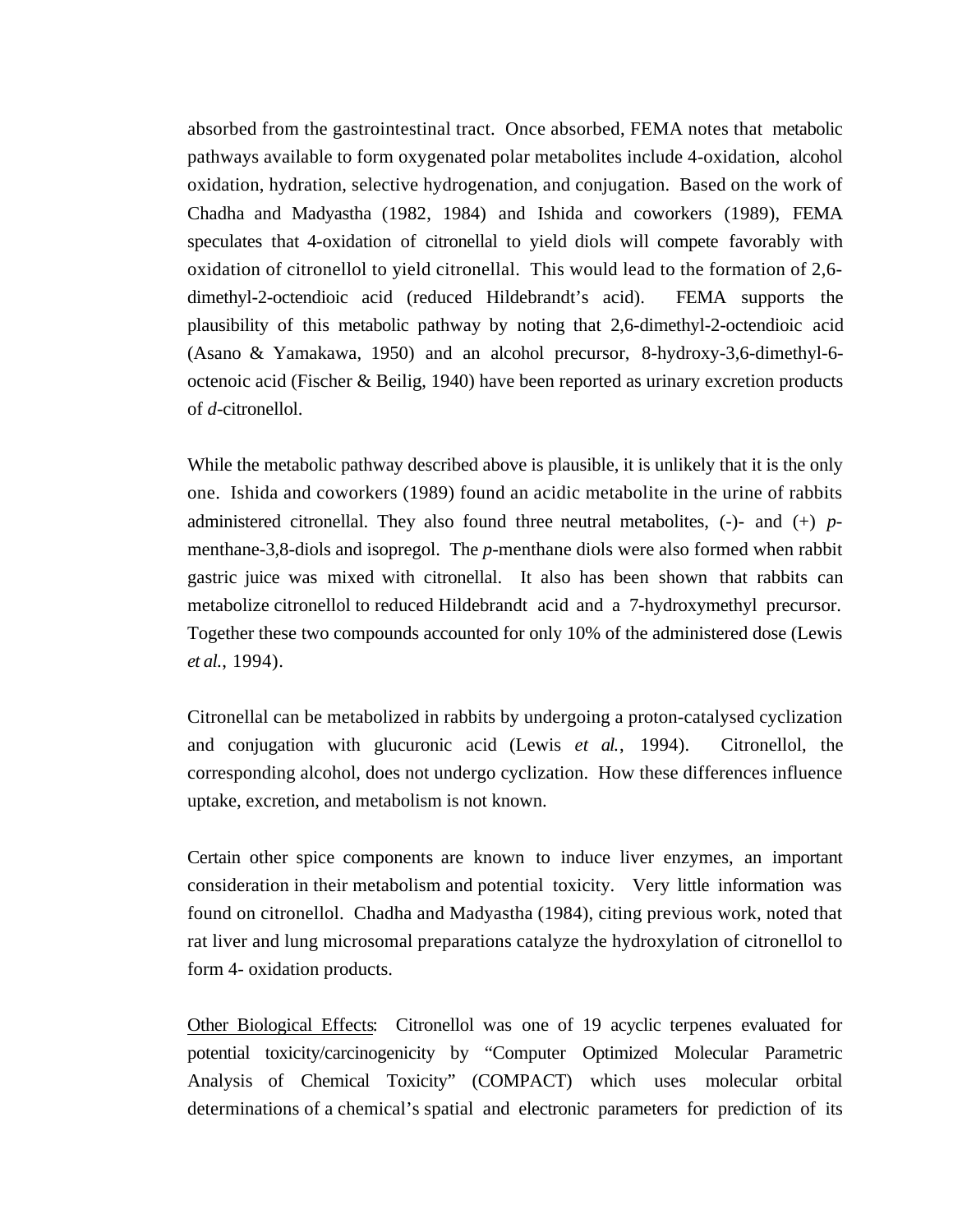absorbed from the gastrointestinal tract. Once absorbed, FEMA notes that metabolic pathways available to form oxygenated polar metabolites include 4-oxidation, alcohol oxidation, hydration, selective hydrogenation, and conjugation. Based on the work of Chadha and Madyastha (1982, 1984) and Ishida and coworkers (1989), FEMA speculates that 4-oxidation of citronellal to yield diols will compete favorably with oxidation of citronellol to yield citronellal. This would lead to the formation of 2,6-dimethyl-2-octendioic acid (reduced Hildebrandt's acid). FEMA supports the plausibility of this metabolic pathway by noting that 2,6-dimethyl-2-octendioic acid (Asano & Yamakawa, 1950) and an alcohol precursor, 8-hydroxy-3,6-dimethyl-6-octenoic acid (Fischer & Beilig, 1940) have been reported as urinary excretion products of *d*-citronellol.

While the metabolic pathway described above is plausible, it is unlikely that it is the only one. Ishida and coworkers (1989) found an acidic metabolite in the urine of rabbits administered citronellal. They also found three neutral metabolites, (-)- and (+) *p*-menthane-3,8-diols and isopregol. The *p*-menthane diols were also formed when rabbit gastric juice was mixed with citronellal. It also has been shown that rabbits can metabolize citronellol to reduced Hildebrandt acid and a 7-hydroxymethyl precursor. Together these two compounds accounted for only 10% of the administered dose (Lewis *et al.*, 1994).

Citronellal can be metabolized in rabbits by undergoing a proton-catalysed cyclization and conjugation with glucuronic acid (Lewis *et al.*, 1994). Citronellol, the corresponding alcohol, does not undergo cyclization. How these differences influence uptake, excretion, and metabolism is not known.

Certain other spice components are known to induce liver enzymes, an important consideration in their metabolism and potential toxicity. Very little information was found on citronellol. Chadha and Madyastha (1984), citing previous work, noted that rat liver and lung microsomal preparations catalyze the hydroxylation of citronellol to form 4- oxidation products.

Other Biological Effects: Citronellol was one of 19 acyclic terpenes evaluated for potential toxicity/carcinogenicity by "Computer Optimized Molecular Parametric Analysis of Chemical Toxicity" (COMPACT) which uses molecular orbital determinations of a chemical's spatial and electronic parameters for prediction of its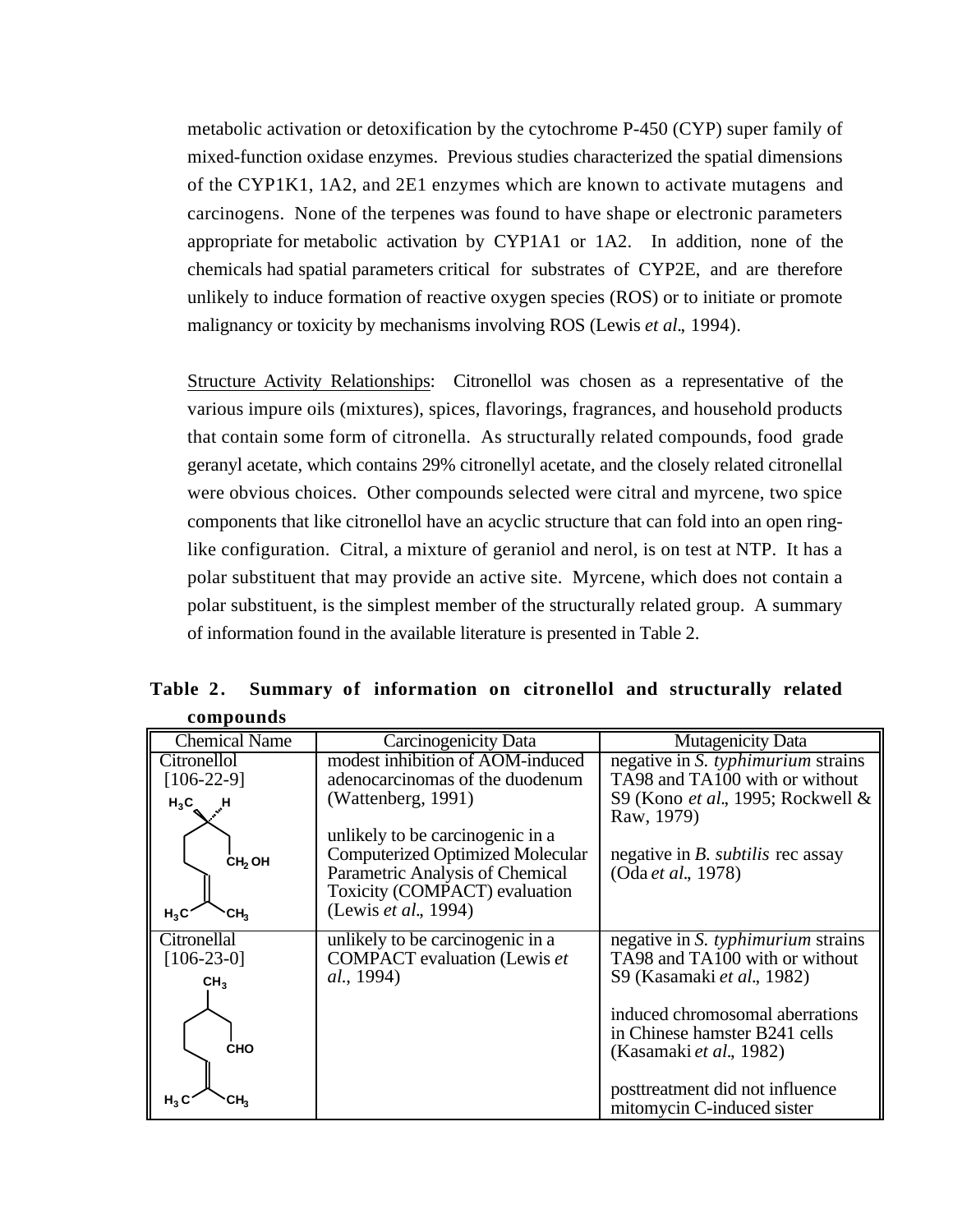metabolic activation or detoxification by the cytochrome P-450 (CYP) super family of mixed-function oxidase enzymes. Previous studies characterized the spatial dimensions of the CYP1K1, 1A2, and 2E1 enzymes which are known to activate mutagens and carcinogens. None of the terpenes was found to have shape or electronic parameters appropriate for metabolic activation by CYP1A1 or 1A2. In addition, none of the chemicals had spatial parameters critical for substrates of CYP2E, and are therefore unlikely to induce formation of reactive oxygen species (ROS) or to initiate or promote malignancy or toxicity by mechanisms involving ROS (Lewis *et al*., 1994).

Structure Activity Relationships: Citronellol was chosen as a representative of the various impure oils (mixtures), spices, flavorings, fragrances, and household products that contain some form of citronella. As structurally related compounds, food grade geranyl acetate, which contains 29% citronellyl acetate, and the closely related citronellal were obvious choices. Other compounds selected were citral and myrcene, two spice components that like citronellol have an acyclic structure that can fold into an open ring-like configuration. Citral, a mixture of geraniol and nerol, is on test at NTP. It has a polar substituent that may provide an active site. Myrcene, which does not contain a polar substituent, is the simplest member of the structurally related group. A summary of information found in the available literature is presented in Table 2.

**Table 2. Summary of information on citronellol and structurally related compounds**

| Chemical Name | Carcinogenicity Data | Mutagenicity Data |
|---|---|---|
| Citronellol [106-22-9] | modest inhibition of AOM-induced adenocarcinomas of the duodenum (Wattenberg, 1991)<br><br>unlikely to be carcinogenic in a Computerized Optimized Molecular Parametric Analysis of Chemical Toxicity (COMPACT) evaluation (Lewis *et al*., 1994) | negative in *S. typhimurium* strains TA98 and TA100 with or without S9 (Kono *et al*., 1995; Rockwell & Raw, 1979)<br><br>negative in *B. subtilis* rec assay (Oda *et al*., 1978) |
| Citronellal [106-23-0] | unlikely to be carcinogenic in a COMPACT evaluation (Lewis *et al*., 1994) | negative in *S. typhimurium* strains TA98 and TA100 with or without S9 (Kasamaki *et al*., 1982)<br><br>induced chromosomal aberrations in Chinese hamster B241 cells (Kasamaki *et al*., 1982)<br><br>posttreatment did not influence mitomycin C-induced sister |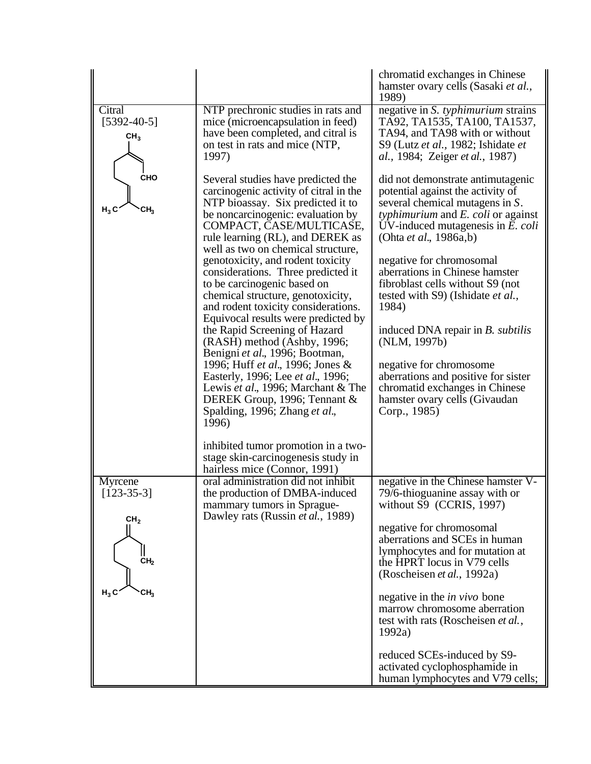| | | |
|---|---|---|
| | | chromatid exchanges in Chinese hamster ovary cells (Sasaki *et al.*, 1989) |
| Citral<br>[5392-40-5] | NTP prechronic studies in rats and mice (microencapsulation in feed) have been completed, and citral is on test in rats and mice (NTP, 1997)<br><br>Several studies have predicted the carcinogenic activity of citral in the NTP bioassay. Six predicted it to be noncarcinogenic: evaluation by COMPACT, CASE/MULTICASE, rule learning (RL), and DEREK as well as two on chemical structure, genotoxicity, and rodent toxicity considerations. Three predicted it to be carcinogenic based on chemical structure, genotoxicity, and rodent toxicity considerations. Equivocal results were predicted by the Rapid Screening of Hazard (RASH) method (Ashby, 1996; Benigni *et al*., 1996; Bootman, 1996; Huff *et al*., 1996; Jones & Easterly, 1996; Lee *et al*., 1996; Lewis *et al*., 1996; Marchant & The DEREK Group, 1996; Tennant & Spalding, 1996; Zhang *et al*., 1996)<br><br>inhibited tumor promotion in a two-stage skin-carcinogenesis study in hairless mice (Connor, 1991) | negative in *S. typhimurium* strains TA92, TA1535, TA100, TA1537, TA94, and TA98 with or without S9 (Lutz *et al.*, 1982; Ishidate *et al.*, 1984; Zeiger *et al.*, 1987)<br><br>did not demonstrate antimutagenic potential against the activity of several chemical mutagens in *S. typhimurium* and *E. coli* or against UV-induced mutagenesis in *E. coli* (Ohta *et al*., 1986a,b)<br><br>negative for chromosomal aberrations in Chinese hamster fibroblast cells without S9 (not tested with S9) (Ishidate *et al.*, 1984)<br><br>induced DNA repair in *B. subtilis* (NLM, 1997b)<br><br>negative for chromosome aberrations and positive for sister chromatid exchanges in Chinese hamster ovary cells (Givaudan Corp., 1985) |
| Myrcene<br>[123-35-3] | oral administration did not inhibit the production of DMBA-induced mammary tumors in Sprague-Dawley rats (Russin *et al.*, 1989) | negative in the Chinese hamster V-79/6-thioguanine assay with or without S9 (CCRIS, 1997)<br><br>negative for chromosomal aberrations and SCEs in human lymphocytes and for mutation at the HPRT locus in V79 cells (Roscheisen *et al.*, 1992a)<br><br>negative in the *in vivo* bone marrow chromosome aberration test with rats (Roscheisen *et al.*, 1992a)<br><br>reduced SCEs-induced by S9-activated cyclophosphamide in human lymphocytes and V79 cells; |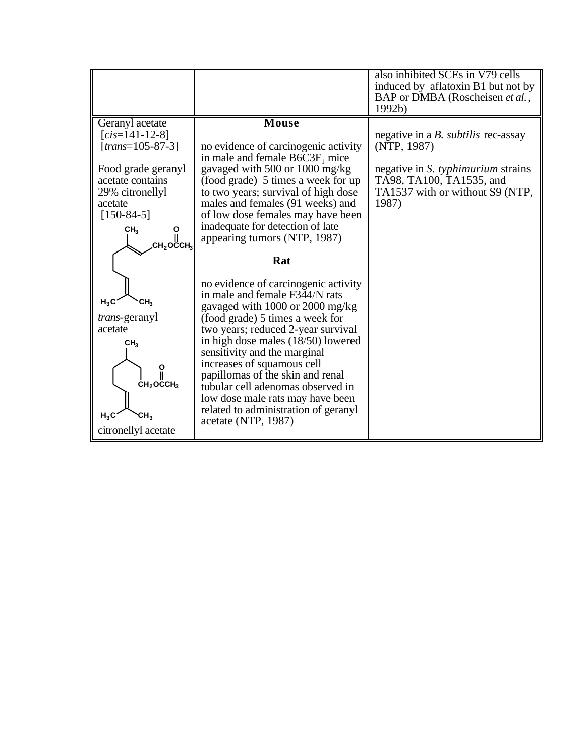| | | |
|---|---|---|
| | | also inhibited SCEs in V79 cells induced by aflatoxin B1 but not by BAP or DMBA (Roscheisen *et al.*, 1992b) |
| Geranyl acetate [*cis*=141-12-8] [*trans*=105-87-3]<br><br>Food grade geranyl acetate contains 29% citronellyl acetate [150-84-5]<br><br>*trans*-geranyl acetate<br><br>citronellyl acetate | **Mouse**<br><br>no evidence of carcinogenic activity in male and female B6C3$F_1$ mice gavaged with 500 or 1000 mg/kg (food grade) 5 times a week for up to two years; survival of high dose males and females (91 weeks) and of low dose females may have been inadequate for detection of late appearing tumors (NTP, 1987)<br><br>**Rat**<br><br>no evidence of carcinogenic activity in male and female F344/N rats gavaged with 1000 or 2000 mg/kg (food grade) 5 times a week for two years; reduced 2-year survival in high dose males (18/50) lowered sensitivity and the marginal increases of squamous cell papillomas of the skin and renal tubular cell adenomas observed in low dose male rats may have been related to administration of geranyl acetate (NTP, 1987) | negative in a *B. subtilis* rec-assay (NTP, 1987)<br><br>negative in *S. typhimurium* strains TA98, TA100, TA1535, and TA1537 with or without S9 (NTP, 1987) |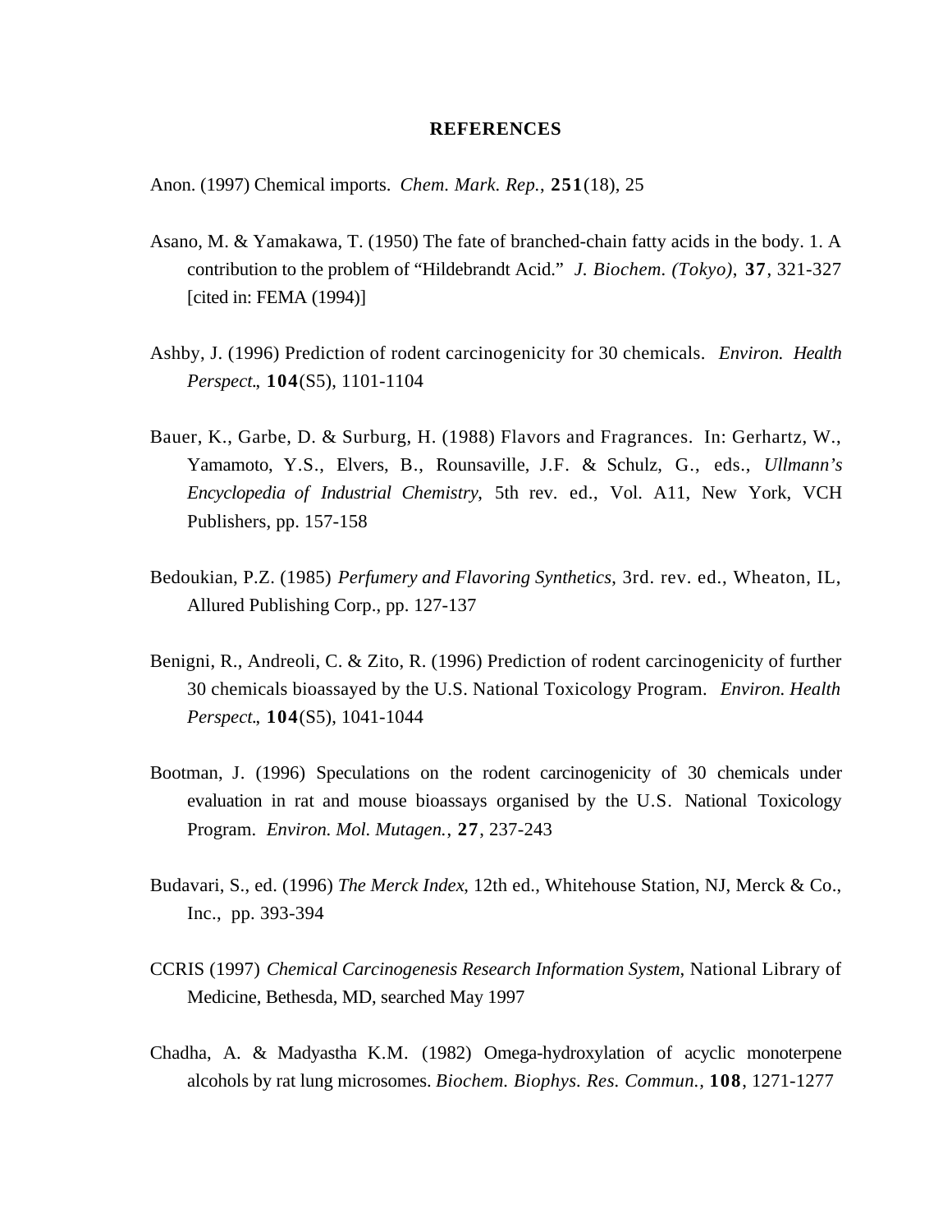## REFERENCES

Anon. (1997) Chemical imports. *Chem. Mark. Rep.*, **251**(18), 25

Asano, M. & Yamakawa, T. (1950) The fate of branched-chain fatty acids in the body. 1. A contribution to the problem of "Hildebrandt Acid." *J. Biochem. (Tokyo)*, **37**, 321-327 [cited in: FEMA (1994)]

Ashby, J. (1996) Prediction of rodent carcinogenicity for 30 chemicals. *Environ. Health Perspect*., **104**(S5), 1101-1104

Bauer, K., Garbe, D. & Surburg, H. (1988) Flavors and Fragrances. In: Gerhartz, W., Yamamoto, Y.S., Elvers, B., Rounsaville, J.F. & Schulz, G., eds., *Ullmann's Encyclopedia of Industrial Chemistry*, 5th rev. ed., Vol. A11, New York, VCH Publishers, pp. 157-158

Bedoukian, P.Z. (1985) *Perfumery and Flavoring Synthetics*, 3rd. rev. ed., Wheaton, IL, Allured Publishing Corp., pp. 127-137

Benigni, R., Andreoli, C. & Zito, R. (1996) Prediction of rodent carcinogenicity of further 30 chemicals bioassayed by the U.S. National Toxicology Program. *Environ. Health Perspect*., **104**(S5), 1041-1044

Bootman, J. (1996) Speculations on the rodent carcinogenicity of 30 chemicals under evaluation in rat and mouse bioassays organised by the U.S. National Toxicology Program. *Environ. Mol. Mutagen.*, **27**, 237-243

Budavari, S., ed. (1996) *The Merck Index*, 12th ed., Whitehouse Station, NJ, Merck & Co., Inc., pp. 393-394

CCRIS (1997) *Chemical Carcinogenesis Research Information System*, National Library of Medicine, Bethesda, MD, searched May 1997

Chadha, A. & Madyastha K.M. (1982) Omega-hydroxylation of acyclic monoterpene alcohols by rat lung microsomes. *Biochem. Biophys. Res. Commun.*, **108**, 1271-1277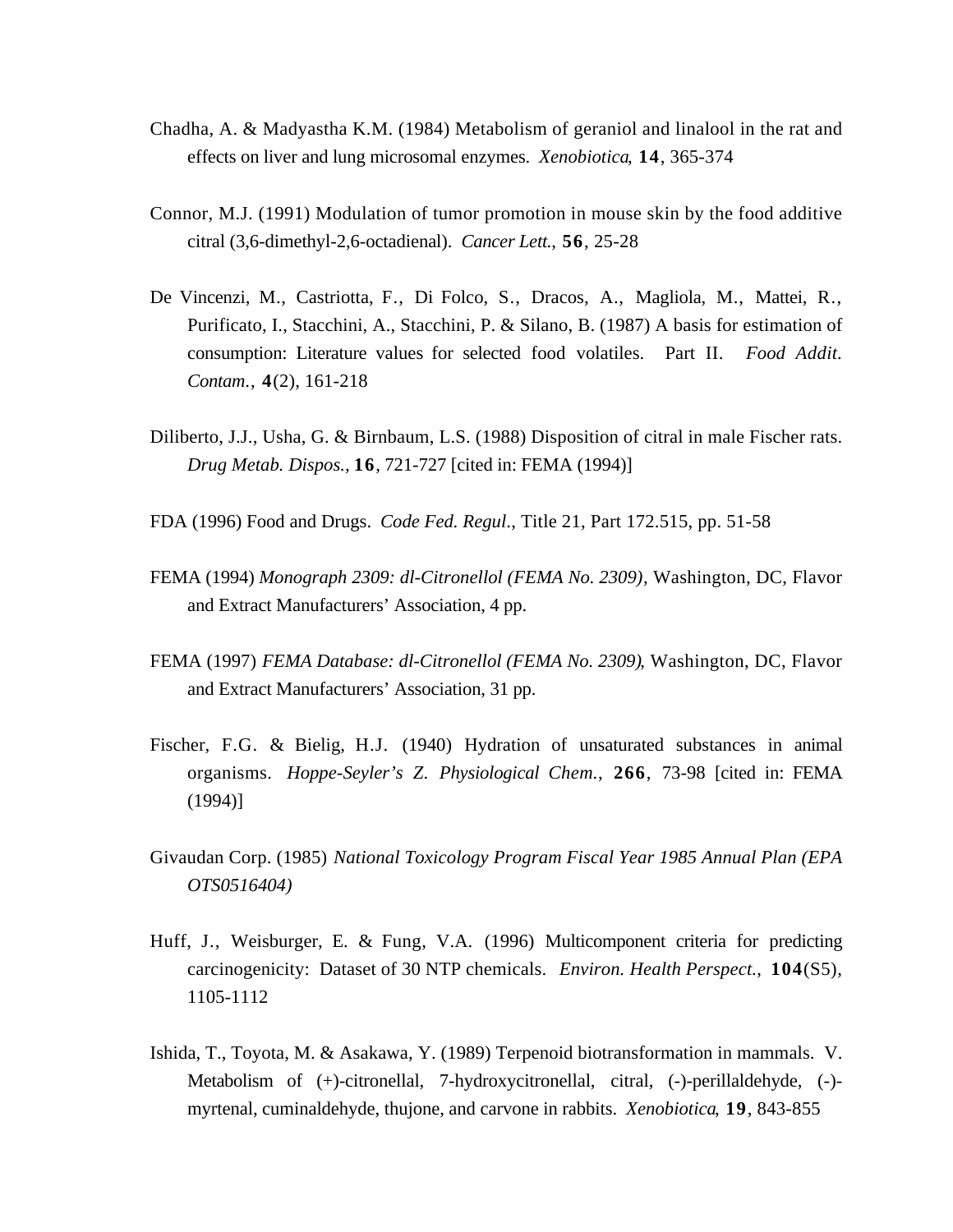Chadha, A. & Madyastha K.M. (1984) Metabolism of geraniol and linalool in the rat and effects on liver and lung microsomal enzymes. *Xenobiotica*, **14**, 365-374

Connor, M.J. (1991) Modulation of tumor promotion in mouse skin by the food additive citral (3,6-dimethyl-2,6-octadienal). *Cancer Lett.*, **56**, 25-28

De Vincenzi, M., Castriotta, F., Di Folco, S., Dracos, A., Magliola, M., Mattei, R., Purificato, I., Stacchini, A., Stacchini, P. & Silano, B. (1987) A basis for estimation of consumption: Literature values for selected food volatiles. Part II. *Food Addit. Contam.*, **4**(2), 161-218

Diliberto, J.J., Usha, G. & Birnbaum, L.S. (1988) Disposition of citral in male Fischer rats. *Drug Metab. Dispos.*, **16**, 721-727 [cited in: FEMA (1994)]

FDA (1996) Food and Drugs. *Code Fed. Regul.*, Title 21, Part 172.515, pp. 51-58

FEMA (1994) *Monograph 2309: dl-Citronellol (FEMA No. 2309)*, Washington, DC, Flavor and Extract Manufacturers' Association, 4 pp.

FEMA (1997) *FEMA Database: dl-Citronellol (FEMA No. 2309)*, Washington, DC, Flavor and Extract Manufacturers' Association, 31 pp.

Fischer, F.G. & Bielig, H.J. (1940) Hydration of unsaturated substances in animal organisms. *Hoppe-Seyler's Z. Physiological Chem.*, **266**, 73-98 [cited in: FEMA (1994)]

Givaudan Corp. (1985) *National Toxicology Program Fiscal Year 1985 Annual Plan (EPA OTS0516404)*

Huff, J., Weisburger, E. & Fung, V.A. (1996) Multicomponent criteria for predicting carcinogenicity: Dataset of 30 NTP chemicals. *Environ. Health Perspect.*, **104**(S5), 1105-1112

Ishida, T., Toyota, M. & Asakawa, Y. (1989) Terpenoid biotransformation in mammals. V. Metabolism of (+)-citronellal, 7-hydroxycitronellal, citral, (-)-perillaldehyde, (-)-myrtenal, cuminaldehyde, thujone, and carvone in rabbits. *Xenobiotica*, **19**, 843-855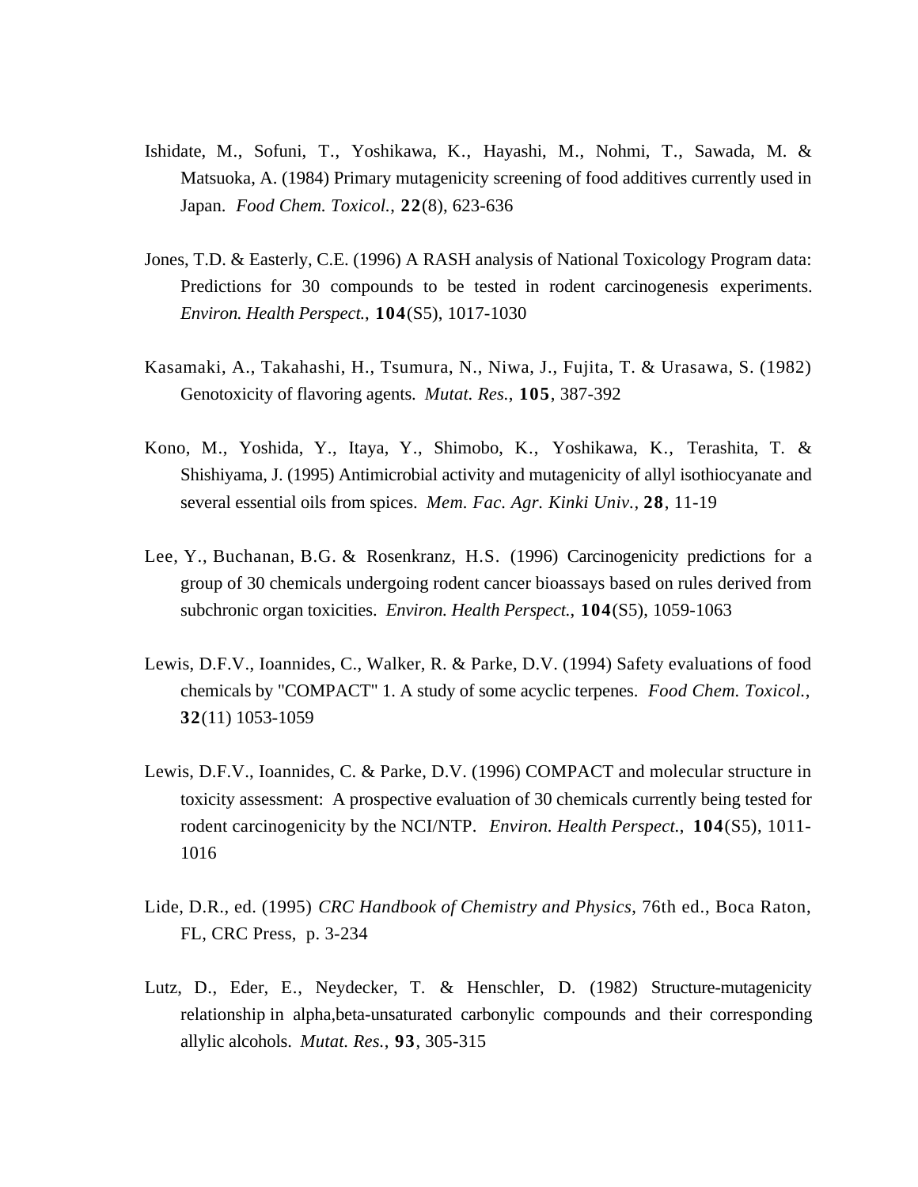Ishidate, M., Sofuni, T., Yoshikawa, K., Hayashi, M., Nohmi, T., Sawada, M. & Matsuoka, A. (1984) Primary mutagenicity screening of food additives currently used in Japan. *Food Chem. Toxicol.*, **22**(8), 623-636

Jones, T.D. & Easterly, C.E. (1996) A RASH analysis of National Toxicology Program data: Predictions for 30 compounds to be tested in rodent carcinogenesis experiments. *Environ. Health Perspect.*, **104**(S5), 1017-1030

Kasamaki, A., Takahashi, H., Tsumura, N., Niwa, J., Fujita, T. & Urasawa, S. (1982) Genotoxicity of flavoring agents. *Mutat. Res.*, **105**, 387-392

Kono, M., Yoshida, Y., Itaya, Y., Shimobo, K., Yoshikawa, K., Terashita, T. & Shishiyama, J. (1995) Antimicrobial activity and mutagenicity of allyl isothiocyanate and several essential oils from spices. *Mem. Fac. Agr. Kinki Univ.*, **28**, 11-19

Lee, Y., Buchanan, B.G. & Rosenkranz, H.S. (1996) Carcinogenicity predictions for a group of 30 chemicals undergoing rodent cancer bioassays based on rules derived from subchronic organ toxicities. *Environ. Health Perspect.*, **104**(S5), 1059-1063

Lewis, D.F.V., Ioannides, C., Walker, R. & Parke, D.V. (1994) Safety evaluations of food chemicals by "COMPACT" 1. A study of some acyclic terpenes. *Food Chem. Toxicol.*, **32**(11) 1053-1059

Lewis, D.F.V., Ioannides, C. & Parke, D.V. (1996) COMPACT and molecular structure in toxicity assessment: A prospective evaluation of 30 chemicals currently being tested for rodent carcinogenicity by the NCI/NTP. *Environ. Health Perspect.*, **104**(S5), 1011-1016

Lide, D.R., ed. (1995) *CRC Handbook of Chemistry and Physics*, 76th ed., Boca Raton, FL, CRC Press, p. 3-234

Lutz, D., Eder, E., Neydecker, T. & Henschler, D. (1982) Structure-mutagenicity relationship in alpha,beta-unsaturated carbonylic compounds and their corresponding allylic alcohols. *Mutat. Res.*, **93**, 305-315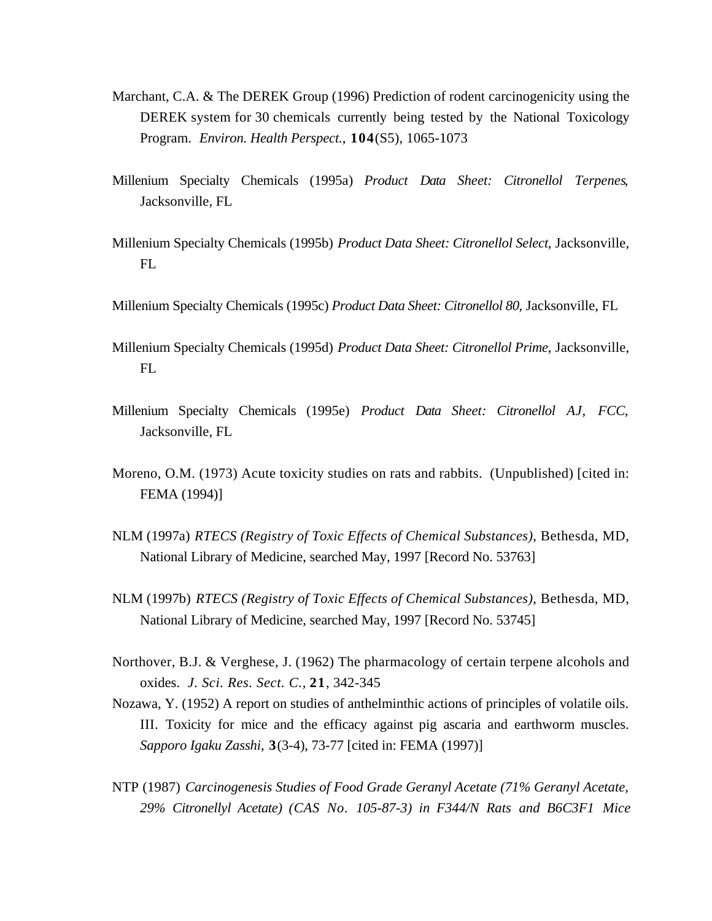Marchant, C.A. & The DEREK Group (1996) Prediction of rodent carcinogenicity using the DEREK system for 30 chemicals currently being tested by the National Toxicology Program. *Environ. Health Perspect.*, **104**(S5), 1065-1073

Millenium Specialty Chemicals (1995a) *Product Data Sheet: Citronellol Terpenes*, Jacksonville, FL

Millenium Specialty Chemicals (1995b) *Product Data Sheet: Citronellol Select*, Jacksonville, FL

Millenium Specialty Chemicals (1995c) *Product Data Sheet: Citronellol 80*, Jacksonville, FL

Millenium Specialty Chemicals (1995d) *Product Data Sheet: Citronellol Prime*, Jacksonville, FL

Millenium Specialty Chemicals (1995e) *Product Data Sheet: Citronellol AJ, FCC*, Jacksonville, FL

Moreno, O.M. (1973) Acute toxicity studies on rats and rabbits. (Unpublished) [cited in: FEMA (1994)]

NLM (1997a) *RTECS (Registry of Toxic Effects of Chemical Substances)*, Bethesda, MD, National Library of Medicine, searched May, 1997 [Record No. 53763]

NLM (1997b) *RTECS (Registry of Toxic Effects of Chemical Substances)*, Bethesda, MD, National Library of Medicine, searched May, 1997 [Record No. 53745]

Northover, B.J. & Verghese, J. (1962) The pharmacology of certain terpene alcohols and oxides. *J. Sci. Res. Sect. C.*, **21**, 342-345

Nozawa, Y. (1952) A report on studies of anthelminthic actions of principles of volatile oils. III. Toxicity for mice and the efficacy against pig ascaria and earthworm muscles. *Sapporo Igaku Zasshi*, **3**(3-4), 73-77 [cited in: FEMA (1997)]

NTP (1987) *Carcinogenesis Studies of Food Grade Geranyl Acetate (71% Geranyl Acetate, 29% Citronellyl Acetate) (CAS No. 105-87-3) in F344/N Rats and B6C3F1 Mice*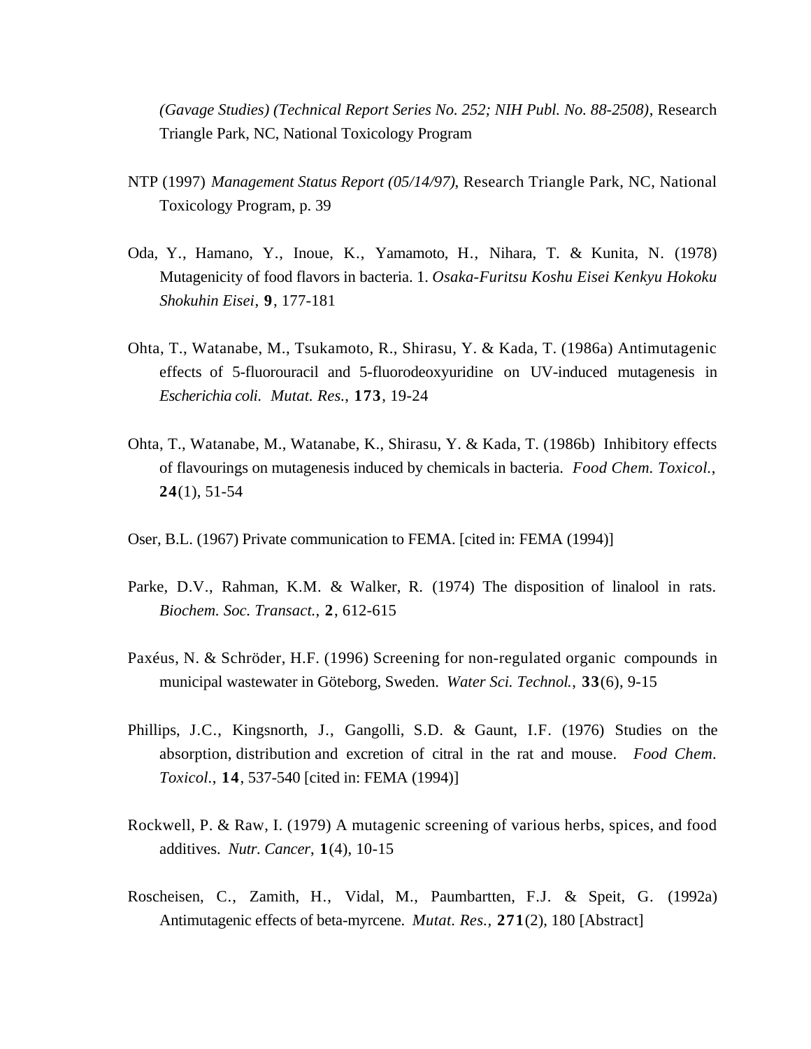*(Gavage Studies) (Technical Report Series No. 252; NIH Publ. No. 88-2508)*, Research Triangle Park, NC, National Toxicology Program

NTP (1997) *Management Status Report (05/14/97)*, Research Triangle Park, NC, National Toxicology Program, p. 39

Oda, Y., Hamano, Y., Inoue, K., Yamamoto, H., Nihara, T. & Kunita, N. (1978) Mutagenicity of food flavors in bacteria. 1. *Osaka-Furitsu Koshu Eisei Kenkyu Hokoku Shokuhin Eisei*, **9**, 177-181

Ohta, T., Watanabe, M., Tsukamoto, R., Shirasu, Y. & Kada, T. (1986a) Antimutagenic effects of 5-fluorouracil and 5-fluorodeoxyuridine on UV-induced mutagenesis in *Escherichia coli. Mutat. Res.*, **173**, 19-24

Ohta, T., Watanabe, M., Watanabe, K., Shirasu, Y. & Kada, T. (1986b) Inhibitory effects of flavourings on mutagenesis induced by chemicals in bacteria. *Food Chem. Toxicol.*, **24**(1), 51-54

Oser, B.L. (1967) Private communication to FEMA. [cited in: FEMA (1994)]

Parke, D.V., Rahman, K.M. & Walker, R. (1974) The disposition of linalool in rats. *Biochem. Soc. Transact.*, **2**, 612-615

Paxéus, N. & Schröder, H.F. (1996) Screening for non-regulated organic compounds in municipal wastewater in Göteborg, Sweden. *Water Sci. Technol.*, **33**(6), 9-15

Phillips, J.C., Kingsnorth, J., Gangolli, S.D. & Gaunt, I.F. (1976) Studies on the absorption, distribution and excretion of citral in the rat and mouse. *Food Chem. Toxicol.*, **14**, 537-540 [cited in: FEMA (1994)]

Rockwell, P. & Raw, I. (1979) A mutagenic screening of various herbs, spices, and food additives. *Nutr. Cancer*, **1**(4), 10-15

Roscheisen, C., Zamith, H., Vidal, M., Paumbartten, F.J. & Speit, G. (1992a) Antimutagenic effects of beta-myrcene. *Mutat. Res.*, **271**(2), 180 [Abstract]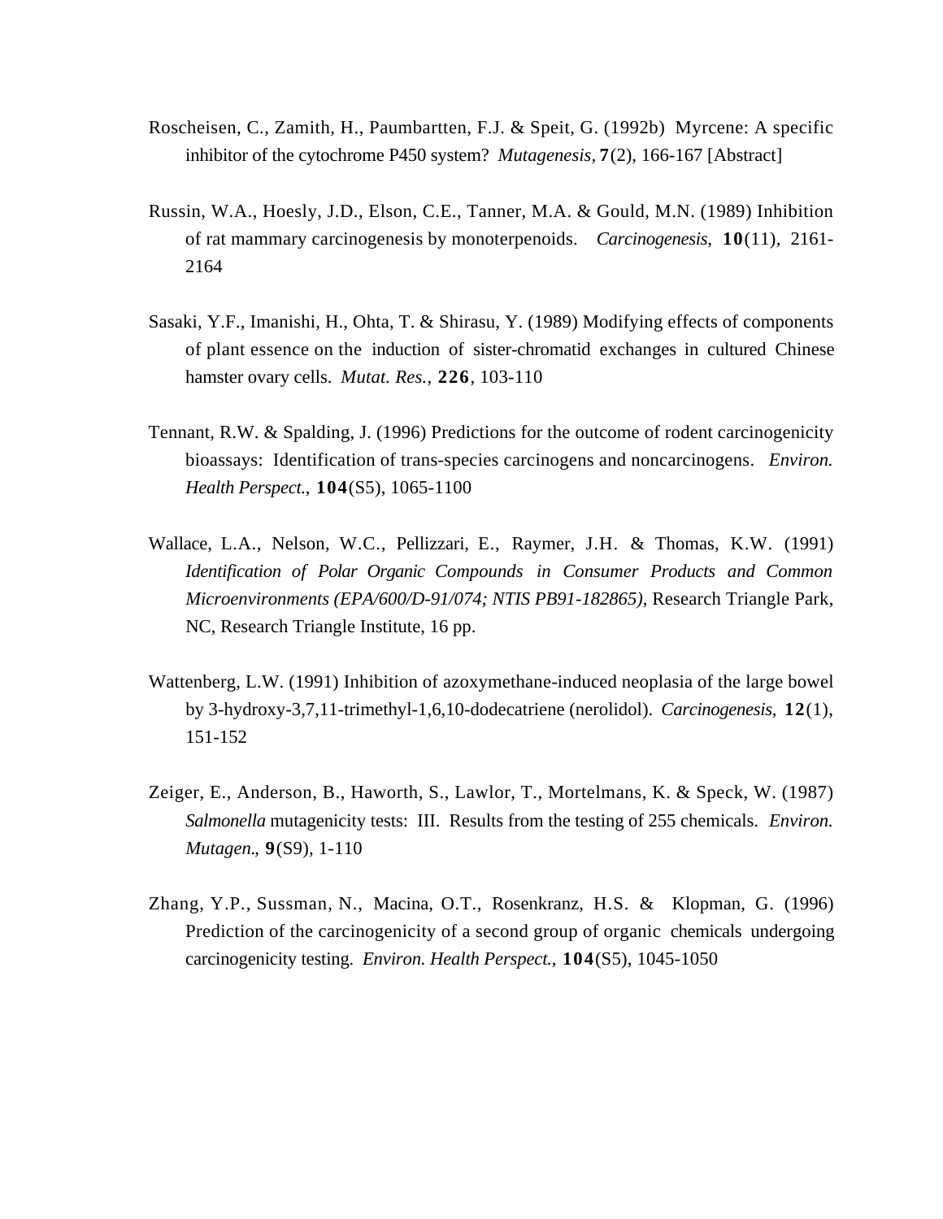Roscheisen, C., Zamith, H., Paumbartten, F.J. & Speit, G. (1992b) Myrcene: A specific inhibitor of the cytochrome P450 system? *Mutagenesis*, **7**(2), 166-167 [Abstract]

Russin, W.A., Hoesly, J.D., Elson, C.E., Tanner, M.A. & Gould, M.N. (1989) Inhibition of rat mammary carcinogenesis by monoterpenoids. *Carcinogenesis*, **10**(11), 2161-2164

Sasaki, Y.F., Imanishi, H., Ohta, T. & Shirasu, Y. (1989) Modifying effects of components of plant essence on the induction of sister-chromatid exchanges in cultured Chinese hamster ovary cells. *Mutat. Res.*, **226**, 103-110

Tennant, R.W. & Spalding, J. (1996) Predictions for the outcome of rodent carcinogenicity bioassays: Identification of trans-species carcinogens and noncarcinogens. *Environ. Health Perspect.*, **104**(S5), 1065-1100

Wallace, L.A., Nelson, W.C., Pellizzari, E., Raymer, J.H. & Thomas, K.W. (1991) *Identification of Polar Organic Compounds in Consumer Products and Common Microenvironments (EPA/600/D-91/074; NTIS PB91-182865)*, Research Triangle Park, NC, Research Triangle Institute, 16 pp.

Wattenberg, L.W. (1991) Inhibition of azoxymethane-induced neoplasia of the large bowel by 3-hydroxy-3,7,11-trimethyl-1,6,10-dodecatriene (nerolidol). *Carcinogenesis*, **12**(1), 151-152

Zeiger, E., Anderson, B., Haworth, S., Lawlor, T., Mortelmans, K. & Speck, W. (1987) *Salmonella* mutagenicity tests: III. Results from the testing of 255 chemicals. *Environ. Mutagen.*, **9**(S9), 1-110

Zhang, Y.P., Sussman, N., Macina, O.T., Rosenkranz, H.S. & Klopman, G. (1996) Prediction of the carcinogenicity of a second group of organic chemicals undergoing carcinogenicity testing. *Environ. Health Perspect.*, **104**(S5), 1045-1050